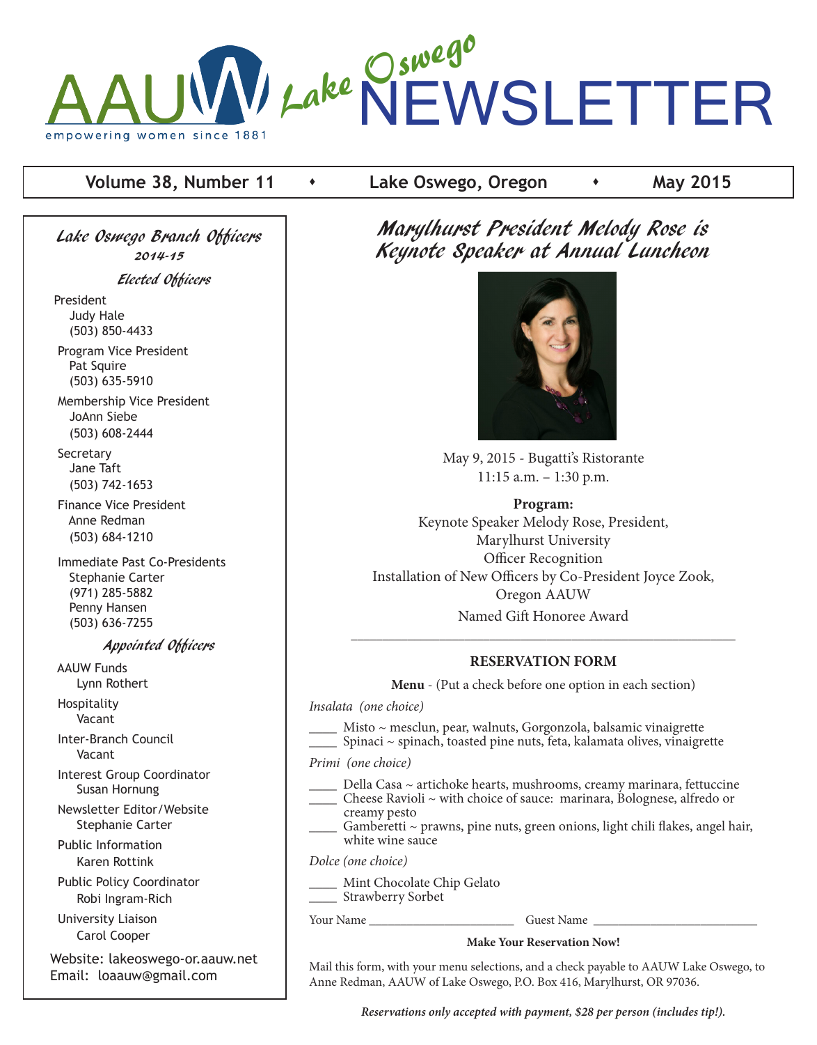# AAUW Lake Oswego NEWSLETTER

empowering women since 1881

**Volume 38, Number 11** • **Lake Oswego, Oregon** • **May 2015**

## Lake Oswego Branch Officers 2014-15

### Elected Officers

President
Judy Hale
(503) 850-4433

Program Vice President
Pat Squire
(503) 635-5910

Membership Vice President
JoAnn Siebe
(503) 608-2444

Secretary
Jane Taft
(503) 742-1653

Finance Vice President
Anne Redman
(503) 684-1210

Immediate Past Co-Presidents
Stephanie Carter
(971) 285-5882
Penny Hansen
(503) 636-7255

### Appointed Officers

AAUW Funds
Lynn Rothert

Hospitality
Vacant

Inter-Branch Council
Vacant

Interest Group Coordinator
Susan Hornung

Newsletter Editor/Website
Stephanie Carter

Public Information
Karen Rottink

Public Policy Coordinator
Robi Ingram-Rich

University Liaison
Carol Cooper

Website: lakeoswego-or.aauw.net
Email: loaauw@gmail.com

## Marylhurst President Melody Rose is Keynote Speaker at Annual Luncheon

May 9, 2015 - Bugatti's Ristorante
11:15 a.m. – 1:30 p.m.

**Program:**
Keynote Speaker Melody Rose, President, Marylhurst University
Officer Recognition
Installation of New Officers by Co-President Joyce Zook, Oregon AAUW
Named Gift Honoree Award

---

### RESERVATION FORM

**Menu** - (Put a check before one option in each section)

*Insalata (one choice)*

____ Misto ~ mesclun, pear, walnuts, Gorgonzola, balsamic vinaigrette
____ Spinaci ~ spinach, toasted pine nuts, feta, kalamata olives, vinaigrette

*Primi (one choice)*

____ Della Casa ~ artichoke hearts, mushrooms, creamy marinara, fettuccine
____ Cheese Ravioli ~ with choice of sauce: marinara, Bolognese, alfredo or creamy pesto
____ Gamberetti ~ prawns, pine nuts, green onions, light chili flakes, angel hair, white wine sauce

*Dolce (one choice)*

____ Mint Chocolate Chip Gelato
____ Strawberry Sorbet

Your Name ______________________ Guest Name ________________________

**Make Your Reservation Now!**

Mail this form, with your menu selections, and a check payable to AAUW Lake Oswego, to Anne Redman, AAUW of Lake Oswego, P.O. Box 416, Marylhurst, OR 97036.

***Reservations only accepted with payment, $28 per person (includes tip!).***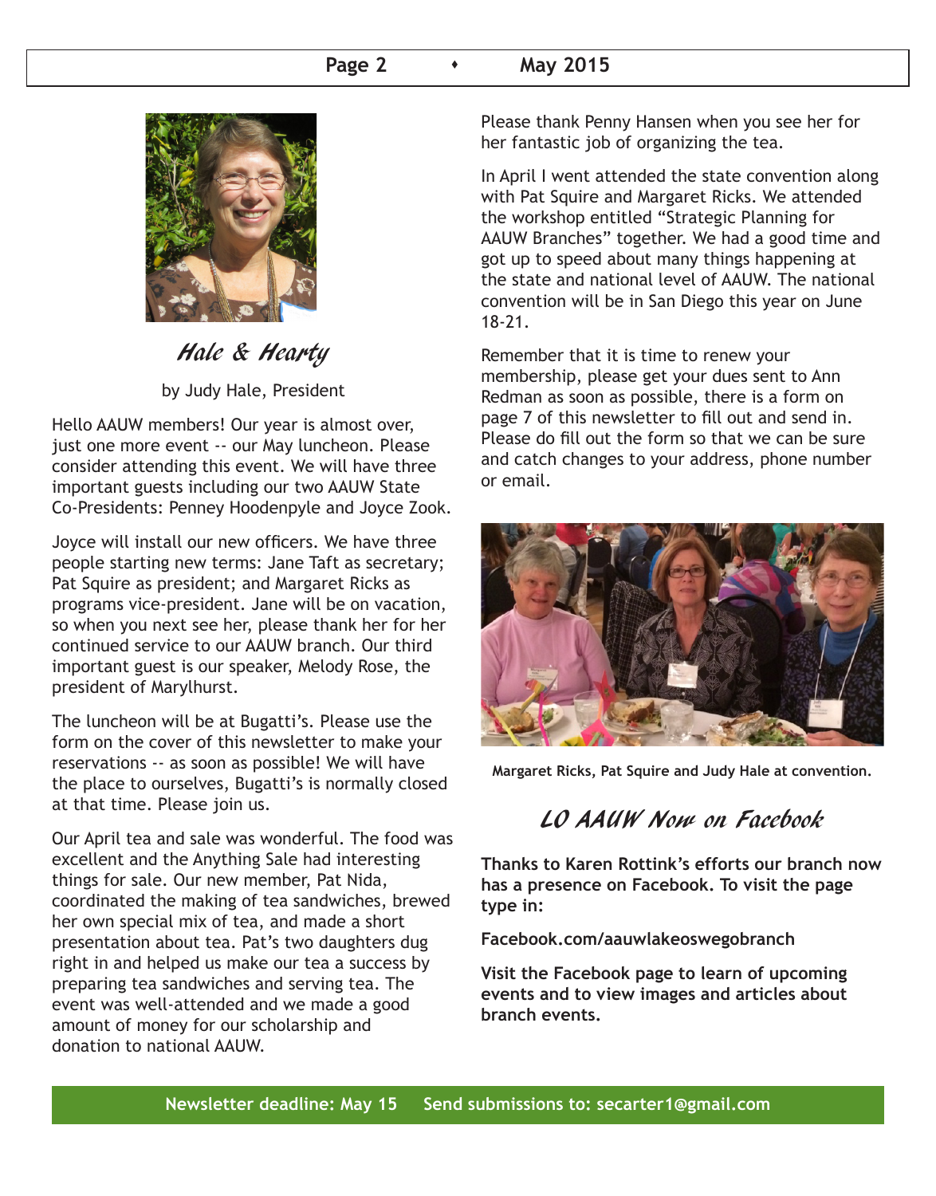## Hale & Hearty

by Judy Hale, President

Hello AAUW members! Our year is almost over, just one more event -- our May luncheon. Please consider attending this event. We will have three important guests including our two AAUW State Co-Presidents: Penney Hoodenpyle and Joyce Zook.

Joyce will install our new officers. We have three people starting new terms: Jane Taft as secretary; Pat Squire as president; and Margaret Ricks as programs vice-president. Jane will be on vacation, so when you next see her, please thank her for her continued service to our AAUW branch. Our third important guest is our speaker, Melody Rose, the president of Marylhurst.

The luncheon will be at Bugatti's. Please use the form on the cover of this newsletter to make your reservations -- as soon as possible! We will have the place to ourselves, Bugatti's is normally closed at that time. Please join us.

Our April tea and sale was wonderful. The food was excellent and the Anything Sale had interesting things for sale. Our new member, Pat Nida, coordinated the making of tea sandwiches, brewed her own special mix of tea, and made a short presentation about tea. Pat's two daughters dug right in and helped us make our tea a success by preparing tea sandwiches and serving tea. The event was well-attended and we made a good amount of money for our scholarship and donation to national AAUW.

Please thank Penny Hansen when you see her for her fantastic job of organizing the tea.

In April I went attended the state convention along with Pat Squire and Margaret Ricks. We attended the workshop entitled "Strategic Planning for AAUW Branches" together. We had a good time and got up to speed about many things happening at the state and national level of AAUW. The national convention will be in San Diego this year on June 18-21.

Remember that it is time to renew your membership, please get your dues sent to Ann Redman as soon as possible, there is a form on page 7 of this newsletter to fill out and send in. Please do fill out the form so that we can be sure and catch changes to your address, phone number or email.

**Margaret Ricks, Pat Squire and Judy Hale at convention.**

## LO AAUW Now on Facebook

**Thanks to Karen Rottink's efforts our branch now has a presence on Facebook. To visit the page type in:**

**Facebook.com/aauwlakeoswegobranch**

**Visit the Facebook page to learn of upcoming events and to view images and articles about branch events.**

**Newsletter deadline: May 15 Send submissions to: secarter1@gmail.com**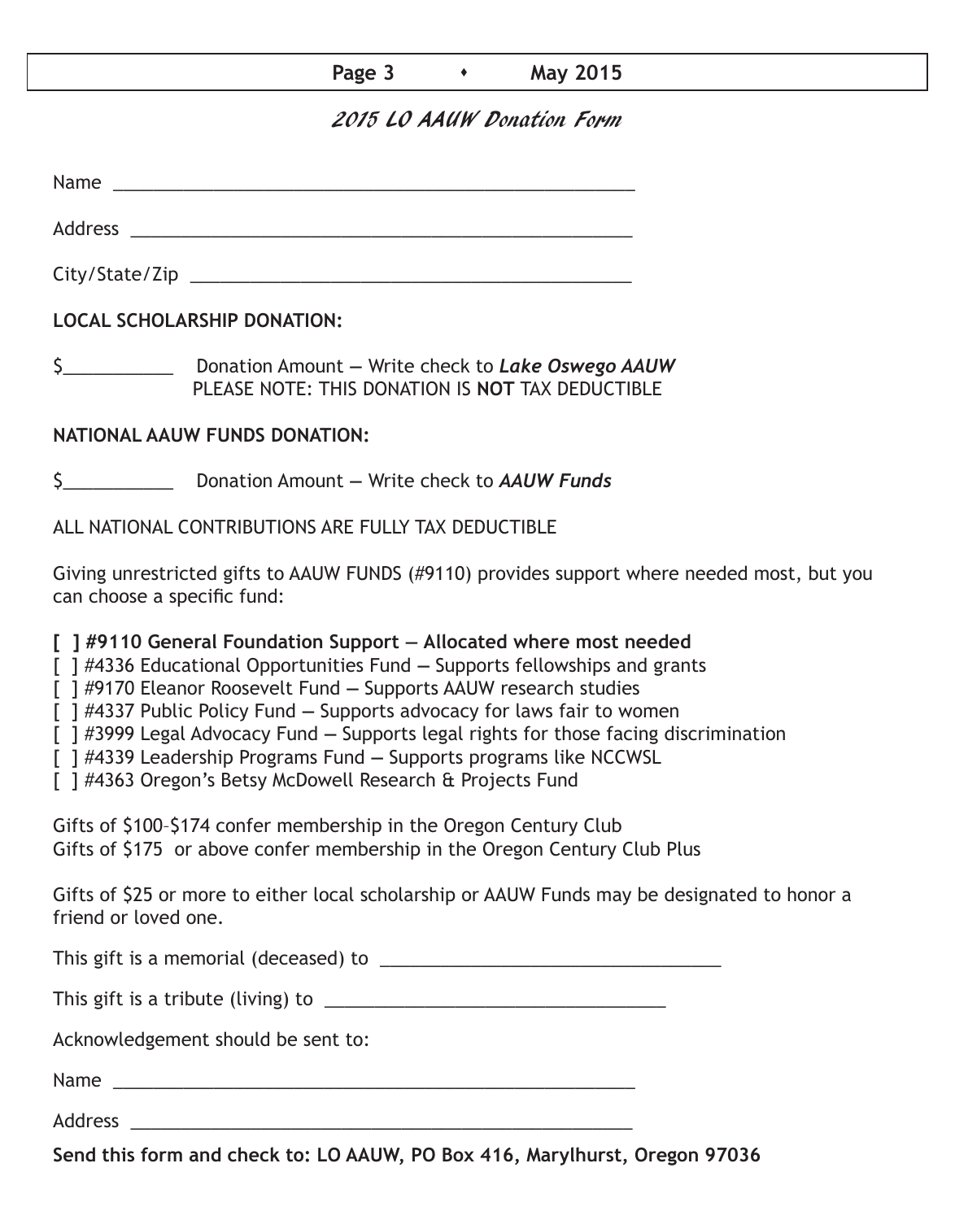## 2015 LO AAUW Donation Form

Name ______________________________________________________

Address ____________________________________________________

City/State/Zip _______________________________________________

**LOCAL SCHOLARSHIP DONATION:**

$___________ Donation Amount — Write check to ***Lake Oswego AAUW***
PLEASE NOTE: THIS DONATION IS **NOT** TAX DEDUCTIBLE

**NATIONAL AAUW FUNDS DONATION:**

$___________ Donation Amount — Write check to ***AAUW Funds***

ALL NATIONAL CONTRIBUTIONS ARE FULLY TAX DEDUCTIBLE

Giving unrestricted gifts to AAUW FUNDS (#9110) provides support where needed most, but you can choose a specific fund:

**[ ] #9110 General Foundation Support — Allocated where most needed**
[ ] #4336 Educational Opportunities Fund — Supports fellowships and grants
[ ] #9170 Eleanor Roosevelt Fund — Supports AAUW research studies
[ ] #4337 Public Policy Fund — Supports advocacy for laws fair to women
[ ] #3999 Legal Advocacy Fund — Supports legal rights for those facing discrimination
[ ] #4339 Leadership Programs Fund — Supports programs like NCCWSL
[ ] #4363 Oregon's Betsy McDowell Research & Projects Fund

Gifts of $100–$174 confer membership in the Oregon Century Club
Gifts of $175 or above confer membership in the Oregon Century Club Plus

Gifts of $25 or more to either local scholarship or AAUW Funds may be designated to honor a friend or loved one.

This gift is a memorial (deceased) to ___________________________________

This gift is a tribute (living) to ___________________________________

Acknowledgement should be sent to:

Name ______________________________________________________

Address ____________________________________________________

**Send this form and check to: LO AAUW, PO Box 416, Marylhurst, Oregon 97036**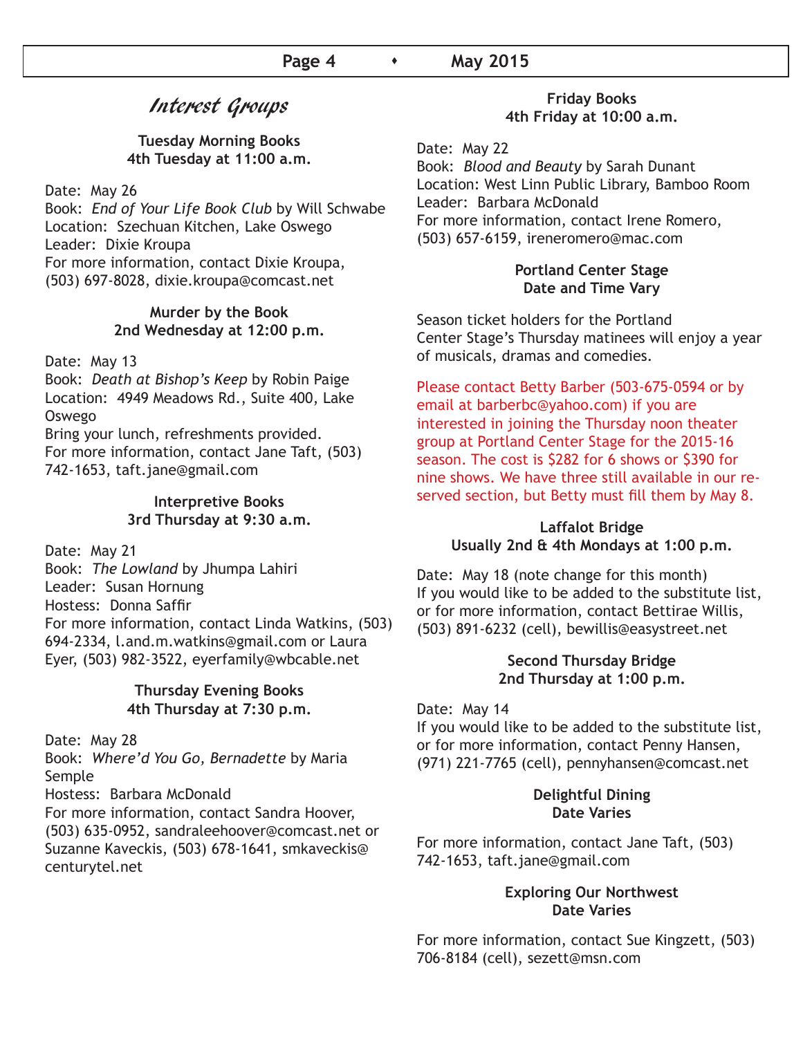# Interest Groups

**Tuesday Morning Books**
**4th Tuesday at 11:00 a.m.**

Date: May 26
Book: *End of Your Life Book Club* by Will Schwabe
Location: Szechuan Kitchen, Lake Oswego
Leader: Dixie Kroupa
For more information, contact Dixie Kroupa, (503) 697-8028, dixie.kroupa@comcast.net

**Murder by the Book**
**2nd Wednesday at 12:00 p.m.**

Date: May 13
Book: *Death at Bishop's Keep* by Robin Paige
Location: 4949 Meadows Rd., Suite 400, Lake Oswego
Bring your lunch, refreshments provided.
For more information, contact Jane Taft, (503) 742-1653, taft.jane@gmail.com

**Interpretive Books**
**3rd Thursday at 9:30 a.m.**

Date: May 21
Book: *The Lowland* by Jhumpa Lahiri
Leader: Susan Hornung
Hostess: Donna Saffir
For more information, contact Linda Watkins, (503) 694-2334, l.and.m.watkins@gmail.com or Laura Eyer, (503) 982-3522, eyerfamily@wbcable.net

**Thursday Evening Books**
**4th Thursday at 7:30 p.m.**

Date: May 28
Book: *Where'd You Go, Bernadette* by Maria Semple
Hostess: Barbara McDonald
For more information, contact Sandra Hoover, (503) 635-0952, sandraleehoover@comcast.net or Suzanne Kaveckis, (503) 678-1641, smkaveckis@centurytel.net

**Friday Books**
**4th Friday at 10:00 a.m.**

Date: May 22
Book: *Blood and Beauty* by Sarah Dunant
Location: West Linn Public Library, Bamboo Room
Leader: Barbara McDonald
For more information, contact Irene Romero, (503) 657-6159, ireneromero@mac.com

**Portland Center Stage**
**Date and Time Vary**

Season ticket holders for the Portland Center Stage's Thursday matinees will enjoy a year of musicals, dramas and comedies.

Please contact Betty Barber (503-675-0594 or by email at barberbc@yahoo.com) if you are interested in joining the Thursday noon theater group at Portland Center Stage for the 2015-16 season. The cost is $282 for 6 shows or $390 for nine shows. We have three still available in our reserved section, but Betty must fill them by May 8.

**Laffalot Bridge**
**Usually 2nd & 4th Mondays at 1:00 p.m.**

Date: May 18 (note change for this month)
If you would like to be added to the substitute list, or for more information, contact Bettirae Willis, (503) 891-6232 (cell), bewillis@easystreet.net

**Second Thursday Bridge**
**2nd Thursday at 1:00 p.m.**

Date: May 14
If you would like to be added to the substitute list, or for more information, contact Penny Hansen, (971) 221-7765 (cell), pennyhansen@comcast.net

**Delightful Dining**
**Date Varies**

For more information, contact Jane Taft, (503) 742-1653, taft.jane@gmail.com

**Exploring Our Northwest**
**Date Varies**

For more information, contact Sue Kingzett, (503) 706-8184 (cell), sezett@msn.com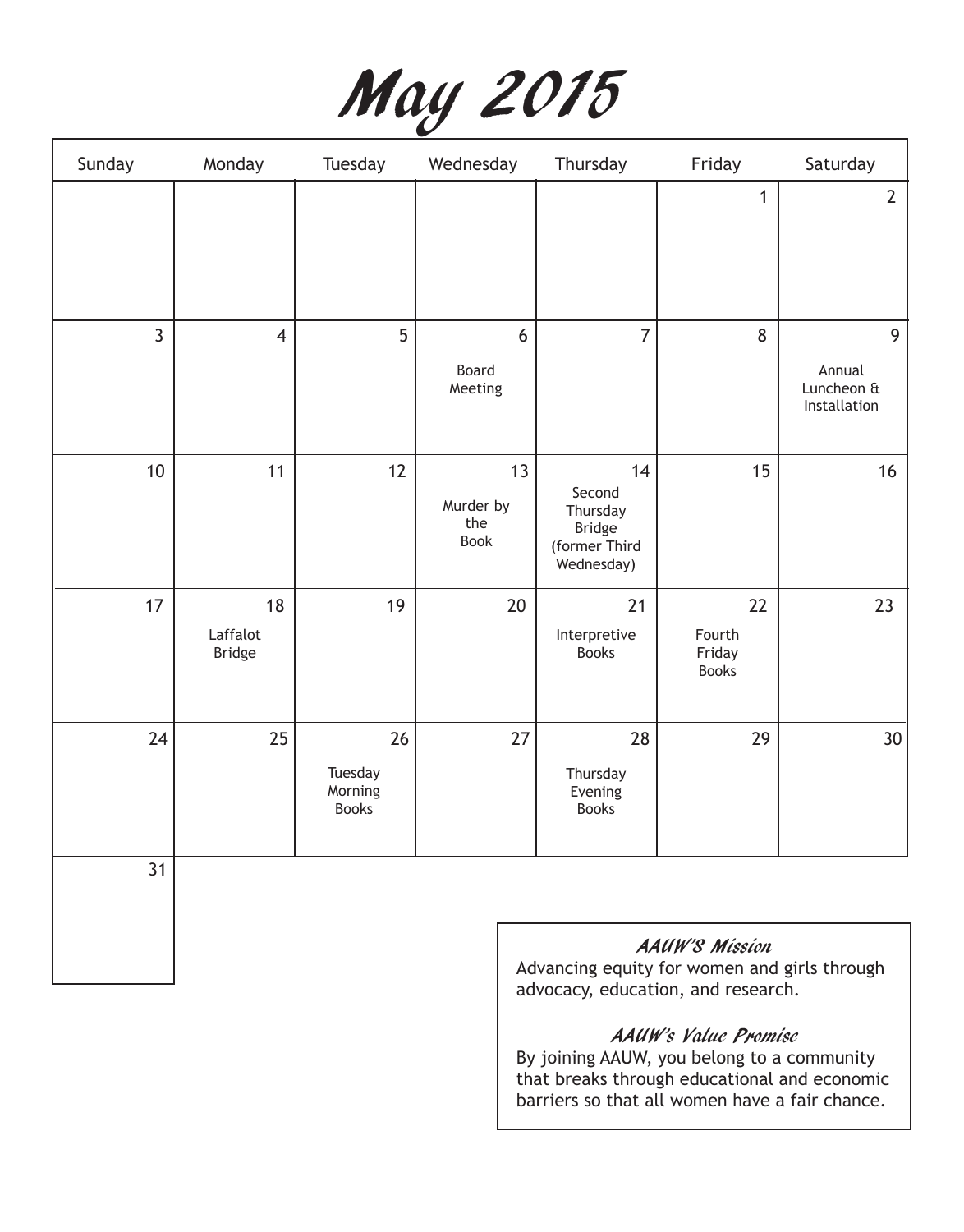# May 2015

| Sunday | Monday | Tuesday | Wednesday | Thursday | Friday | Saturday |
|---|---|---|---|---|---|---|
| | | | | | 1 | 2 |
| 3 | 4 | 5 | 6 Board Meeting | 7 | 8 | 9 Annual Luncheon & Installation |
| 10 | 11 | 12 | 13 Murder by the Book | 14 Second Thursday Bridge (former Third Wednesday) | 15 | 16 |
| 17 | 18 Laffalot Bridge | 19 | 20 | 21 Interpretive Books | 22 Fourth Friday Books | 23 |
| 24 | 25 | 26 Tuesday Morning Books | 27 | 28 Thursday Evening Books | 29 | 30 |
| 31 | | | | | | |

### *AAUW'S Mission*

Advancing equity for women and girls through advocacy, education, and research.

### *AAUW's Value Promise*

By joining AAUW, you belong to a community that breaks through educational and economic barriers so that all women have a fair chance.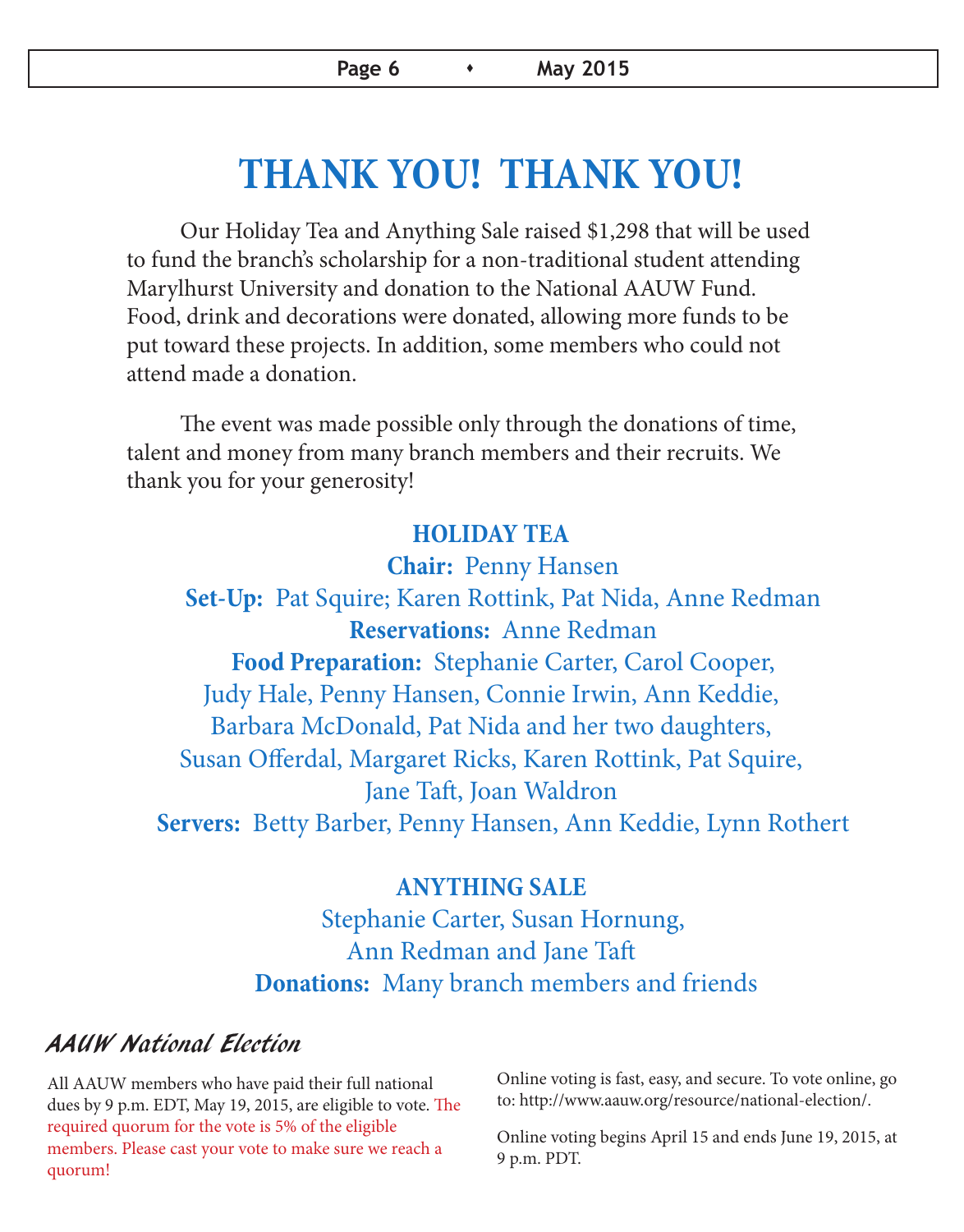# THANK YOU! THANK YOU!

Our Holiday Tea and Anything Sale raised $1,298 that will be used to fund the branch's scholarship for a non-traditional student attending Marylhurst University and donation to the National AAUW Fund. Food, drink and decorations were donated, allowing more funds to be put toward these projects. In addition, some members who could not attend made a donation.

The event was made possible only through the donations of time, talent and money from many branch members and their recruits. We thank you for your generosity!

## HOLIDAY TEA

**Chair:** Penny Hansen

**Set-Up:** Pat Squire; Karen Rottink, Pat Nida, Anne Redman

**Reservations:** Anne Redman

**Food Preparation:** Stephanie Carter, Carol Cooper, Judy Hale, Penny Hansen, Connie Irwin, Ann Keddie, Barbara McDonald, Pat Nida and her two daughters, Susan Offerdal, Margaret Ricks, Karen Rottink, Pat Squire, Jane Taft, Joan Waldron

**Servers:** Betty Barber, Penny Hansen, Ann Keddie, Lynn Rothert

## ANYTHING SALE

Stephanie Carter, Susan Hornung, Ann Redman and Jane Taft

**Donations:** Many branch members and friends

## *AAUW National Election*

All AAUW members who have paid their full national dues by 9 p.m. EDT, May 19, 2015, are eligible to vote. The required quorum for the vote is 5% of the eligible members. Please cast your vote to make sure we reach a quorum!

Online voting is fast, easy, and secure. To vote online, go to: http://www.aauw.org/resource/national-election/.

Online voting begins April 15 and ends June 19, 2015, at 9 p.m. PDT.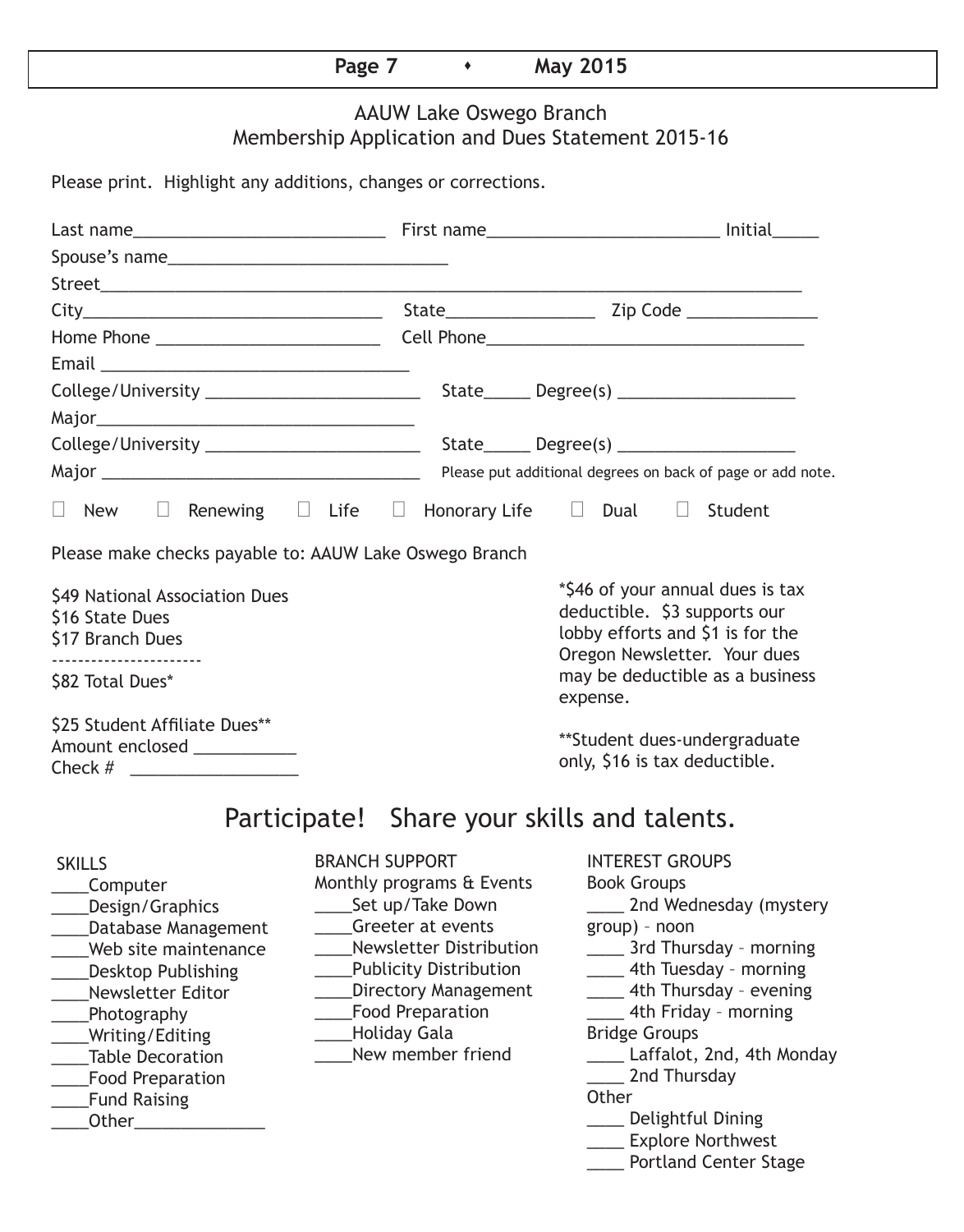## AAUW Lake Oswego Branch
## Membership Application and Dues Statement 2015-16

Please print. Highlight any additions, changes or corrections.

Last name___________________________ First name_________________________ Initial_____

Spouse's name______________________________

Street____________________________________________________________________________

City_______________________________ State________________ Zip Code ______________

Home Phone ________________________ Cell Phone___________________________________

Email _________________________________

College/University _______________________ State_____ Degree(s) ___________________

Major___________________________________

College/University _______________________ State_____ Degree(s) ___________________

Major ___________________________________ Please put additional degrees on back of page or add note.

☐ New ☐ Renewing ☐ Life ☐ Honorary Life ☐ Dual ☐ Student

Please make checks payable to: AAUW Lake Oswego Branch

$49 National Association Dues
$16 State Dues
$17 Branch Dues
----------------------
$82 Total Dues*

$25 Student Affiliate Dues**
Amount enclosed ___________
Check # __________________

*$46 of your annual dues is tax deductible. $3 supports our lobby efforts and $1 is for the Oregon Newsletter. Your dues may be deductible as a business expense.

**Student dues-undergraduate only, $16 is tax deductible.

## Participate! Share your skills and talents.

**SKILLS**

____Computer
____Design/Graphics
____Database Management
____Web site maintenance
____Desktop Publishing
____Newsletter Editor
____Photography
____Writing/Editing
____Table Decoration
____Food Preparation
____Fund Raising
____Other______________

**BRANCH SUPPORT**

Monthly programs & Events

____Set up/Take Down
____Greeter at events
____Newsletter Distribution
____Publicity Distribution
____Directory Management
____Food Preparation
____Holiday Gala
____New member friend

**INTEREST GROUPS**

Book Groups

____ 2nd Wednesday (mystery group) – noon
____ 3rd Thursday – morning
____ 4th Tuesday – morning
____ 4th Thursday – evening
____ 4th Friday – morning

Bridge Groups

____ Laffalot, 2nd, 4th Monday
____ 2nd Thursday

Other

____ Delightful Dining
____ Explore Northwest
____ Portland Center Stage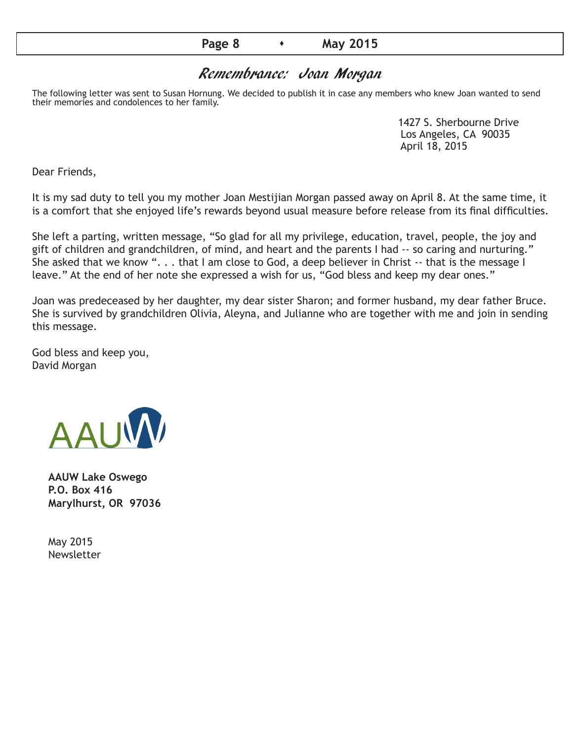# Remembrance: Joan Morgan

The following letter was sent to Susan Hornung. We decided to publish it in case any members who knew Joan wanted to send their memories and condolences to her family.

1427 S. Sherbourne Drive
Los Angeles, CA 90035
April 18, 2015

Dear Friends,

It is my sad duty to tell you my mother Joan Mestijian Morgan passed away on April 8. At the same time, it is a comfort that she enjoyed life's rewards beyond usual measure before release from its final difficulties.

She left a parting, written message, "So glad for all my privilege, education, travel, people, the joy and gift of children and grandchildren, of mind, and heart and the parents I had -- so caring and nurturing." She asked that we know ". . . that I am close to God, a deep believer in Christ -- that is the message I leave." At the end of her note she expressed a wish for us, "God bless and keep my dear ones."

Joan was predeceased by her daughter, my dear sister Sharon; and former husband, my dear father Bruce. She is survived by grandchildren Olivia, Aleyna, and Julianne who are together with me and join in sending this message.

God bless and keep you,
David Morgan

AAUW

**AAUW Lake Oswego**
**P.O. Box 416**
**Marylhurst, OR 97036**

May 2015
Newsletter